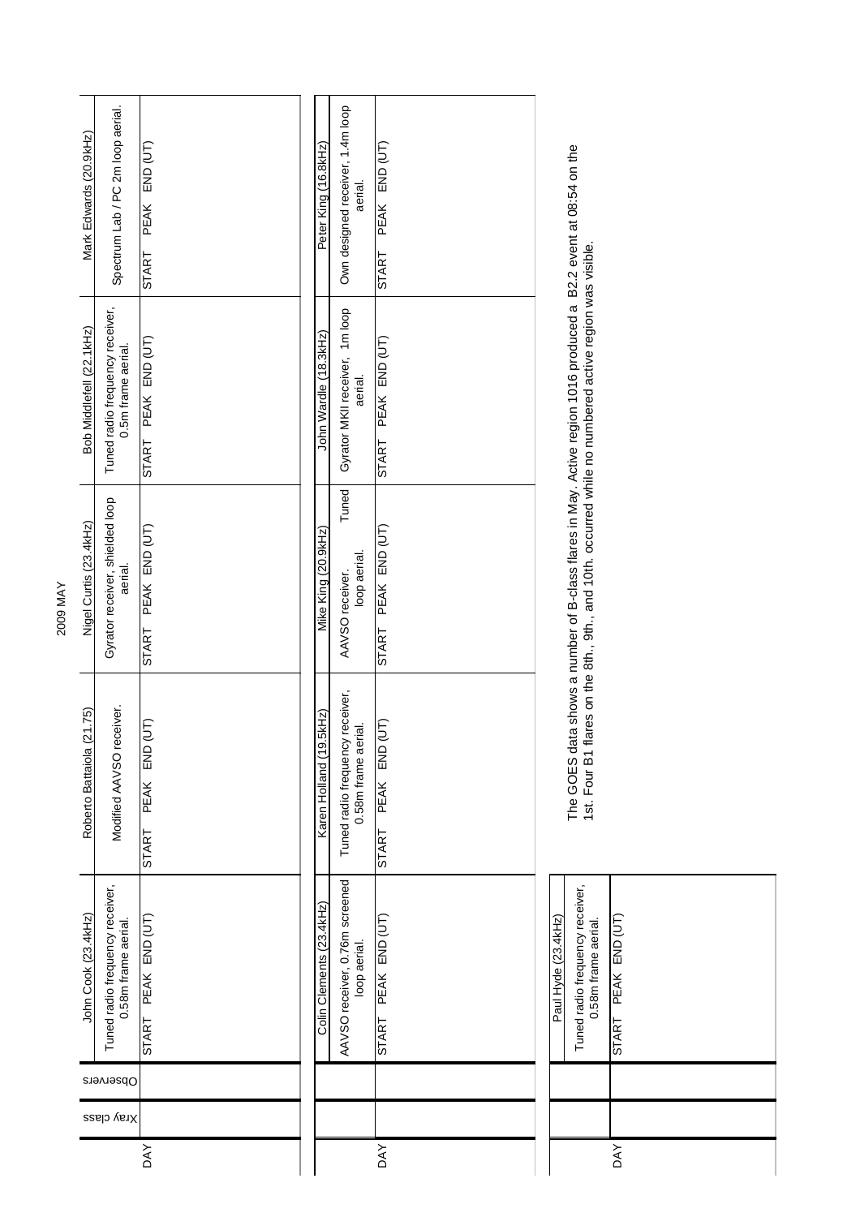# 2009 MAY

| DAY | Xray class | Observers | John Cook (23.4kHz) | | | Roberto Battaiola (21.75) | | | Nigel Curtis (23.4kHz) | | | Bob Middlefell (22.1kHz) | | | Mark Edwards (20.9kHz) | | |
|---|---|---|---|---|---|---|---|---|---|---|---|---|---|---|---|---|---|
| | | | Tuned radio frequency receiver, 0.58m frame aerial. | | | Modified AAVSO receiver. | | | Gyrator receiver, shielded loop aerial. | | | Tuned radio frequency receiver, 0.5m frame aerial. | | | Spectrum Lab / PC 2m loop aerial. | | |
| | | | START | PEAK | END (UT) | START | PEAK | END (UT) | START | PEAK | END (UT) | START | PEAK | END (UT) | START | PEAK | END (UT) |

| DAY | Xray class | Observers | Colin Clements (23.4kHz) | | | Karen Holland (19.5kHz) | | | Mike King (20.9kHz) | | | John Wardle (18.3kHz) | | | Peter King (16.8kHz) | | |
|---|---|---|---|---|---|---|---|---|---|---|---|---|---|---|---|---|---|
| | | | AAVSO receiver, 0.76m screened loop aerial. | | | Tuned radio frequency receiver, 0.58m frame aerial. | | | AAVSO receiver. Tuned loop aerial. | | | Gyrator MKII receiver, 1m loop aerial. | | | Own designed receiver, 1.4m loop aerial. | | |
| | | | START | PEAK | END (UT) | START | PEAK | END (UT) | START | PEAK | END (UT) | START | PEAK | END (UT) | START | PEAK | END (UT) |

| DAY | Xray class | Observers | Paul Hyde (23.4kHz) | | |
|---|---|---|---|---|---|
| | | | Tuned radio frequency receiver, 0.58m frame aerial. | | |
| | | | START | PEAK | END (UT) |

The GOES data shows a number of B-class flares in May. Active region 1016 produced a B2.2 event at 08:54 on the 1st. Four B1 flares on the 8th., 9th., and 10th. occurred while no numbered active region was visible.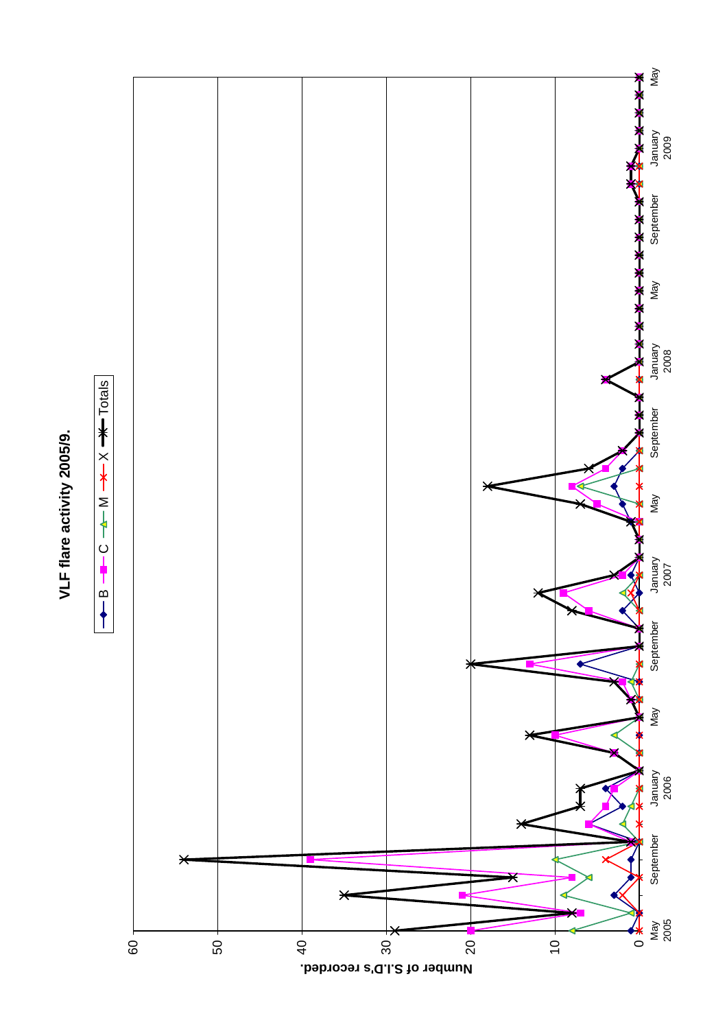VLF flare activity 2005/9.

B C M X Totals

Number of S.I.D's recorded.

60
50
40
30
20
10
0

May
2005
September
January
2006
May
September
January
2007
May
September
January
2008
May
September
January
2009
May